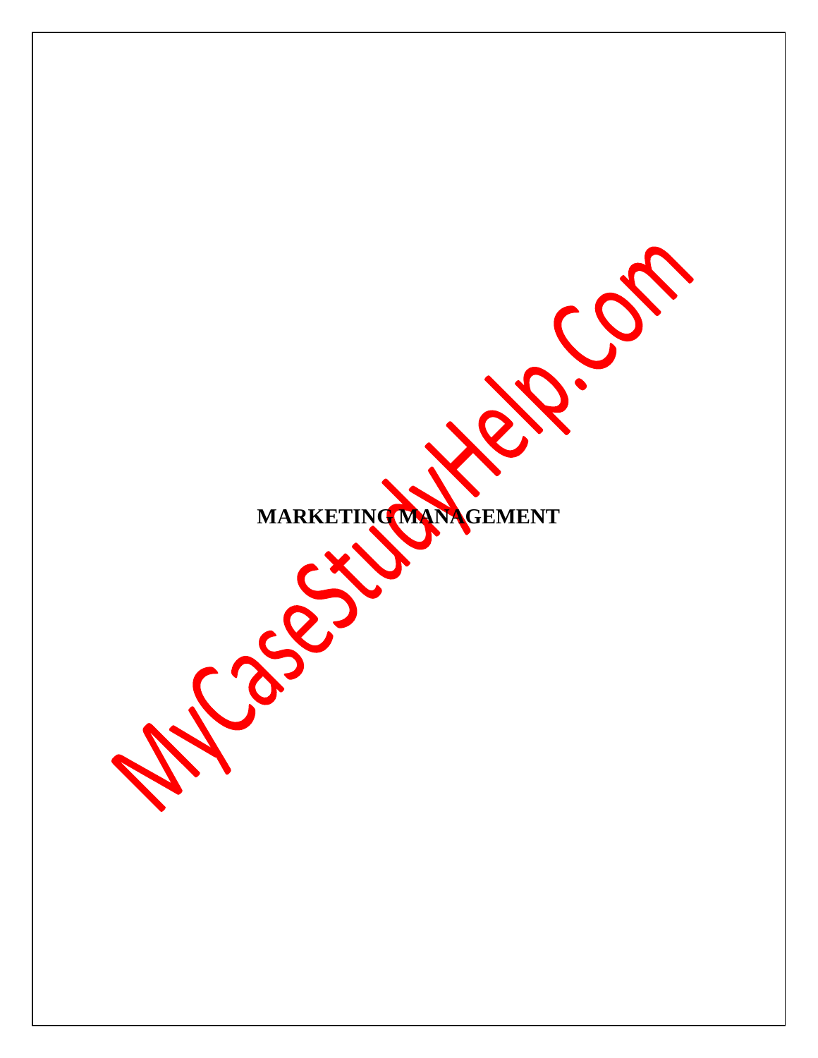**MARKETING MANAGEMENT**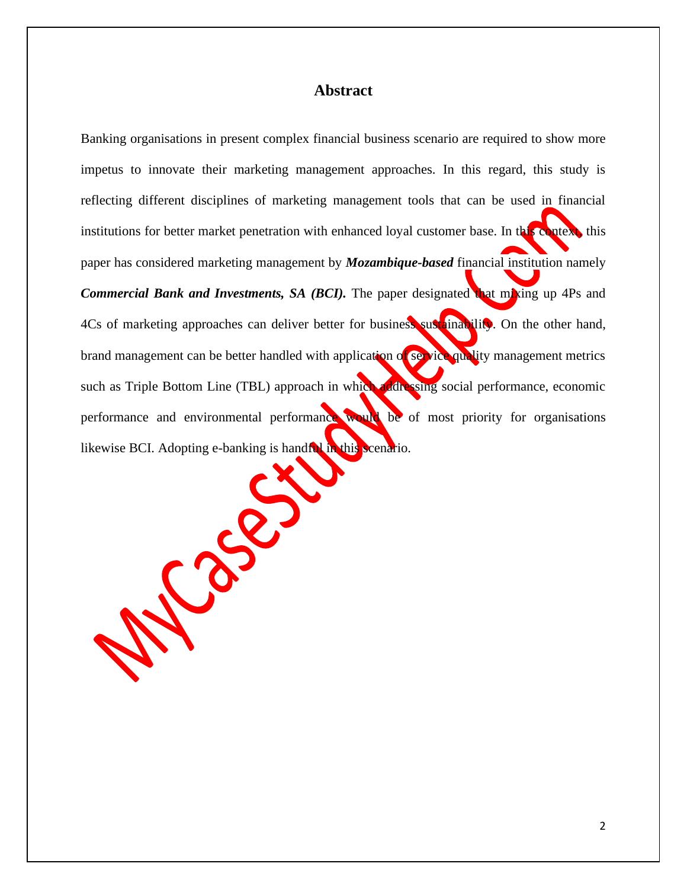# Abstract

Banking organisations in present complex financial business scenario are required to show more impetus to innovate their marketing management approaches. In this regard, this study is reflecting different disciplines of marketing management tools that can be used in financial institutions for better market penetration with enhanced loyal customer base. In this context, this paper has considered marketing management by ***Mozambique-based*** financial institution namely ***Commercial Bank and Investments, SA (BCI).*** The paper designated that mixing up 4Ps and 4Cs of marketing approaches can deliver better for business sustainability. On the other hand, brand management can be better handled with application of service quality management metrics such as Triple Bottom Line (TBL) approach in which addressing social performance, economic performance and environmental performance would be of most priority for organisations likewise BCI. Adopting e-banking is handful in this scenario.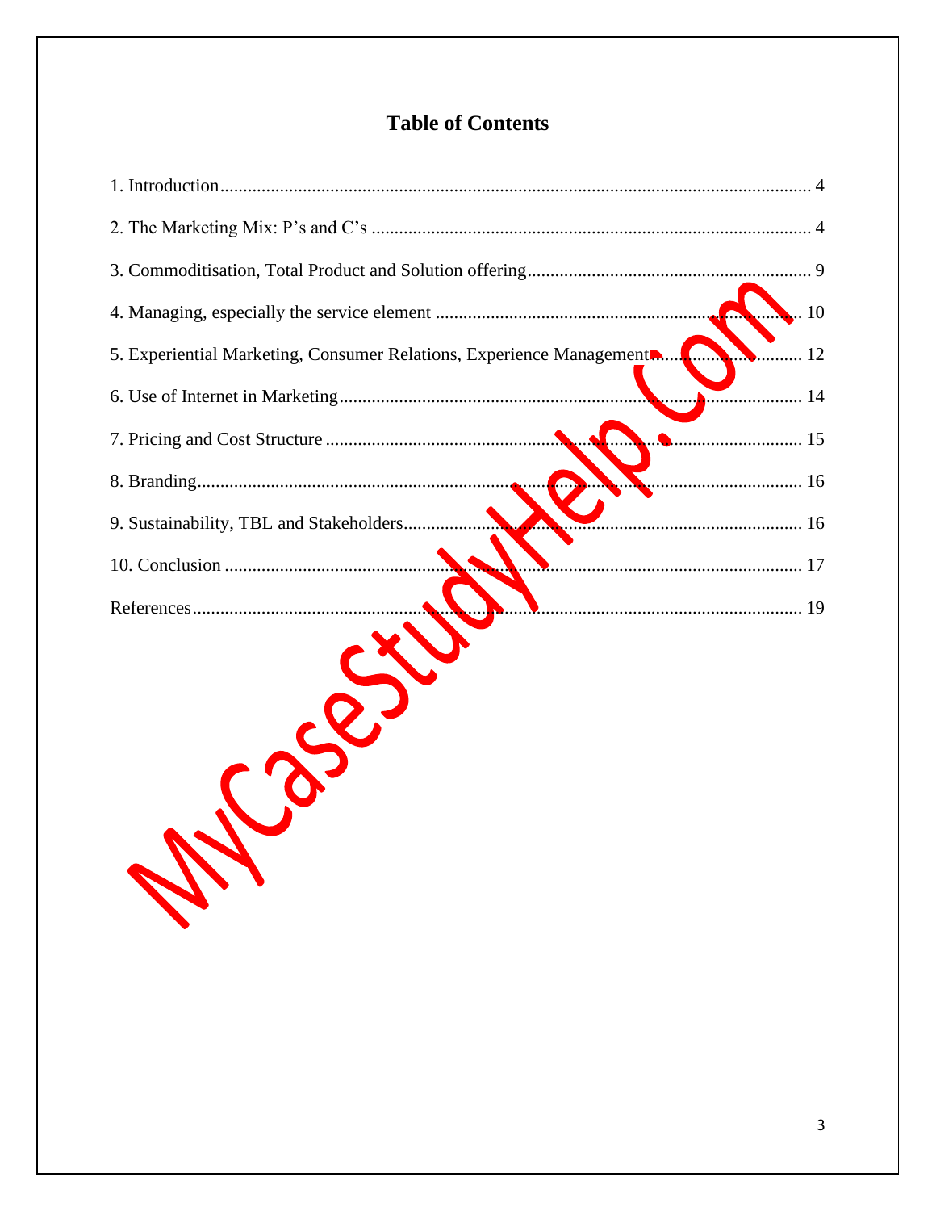# Table of Contents

1. Introduction ........................................................ 4
2. The Marketing Mix: P's and C's ........................................................ 4
3. Commoditisation, Total Product and Solution offering ........................................................ 9
4. Managing, especially the service element ........................................................ 10
5. Experiential Marketing, Consumer Relations, Experience Management ........................................................ 12
6. Use of Internet in Marketing ........................................................ 14
7. Pricing and Cost Structure ........................................................ 15
8. Branding ........................................................ 16
9. Sustainability, TBL and Stakeholders ........................................................ 16
10. Conclusion ........................................................ 17

References ........................................................ 19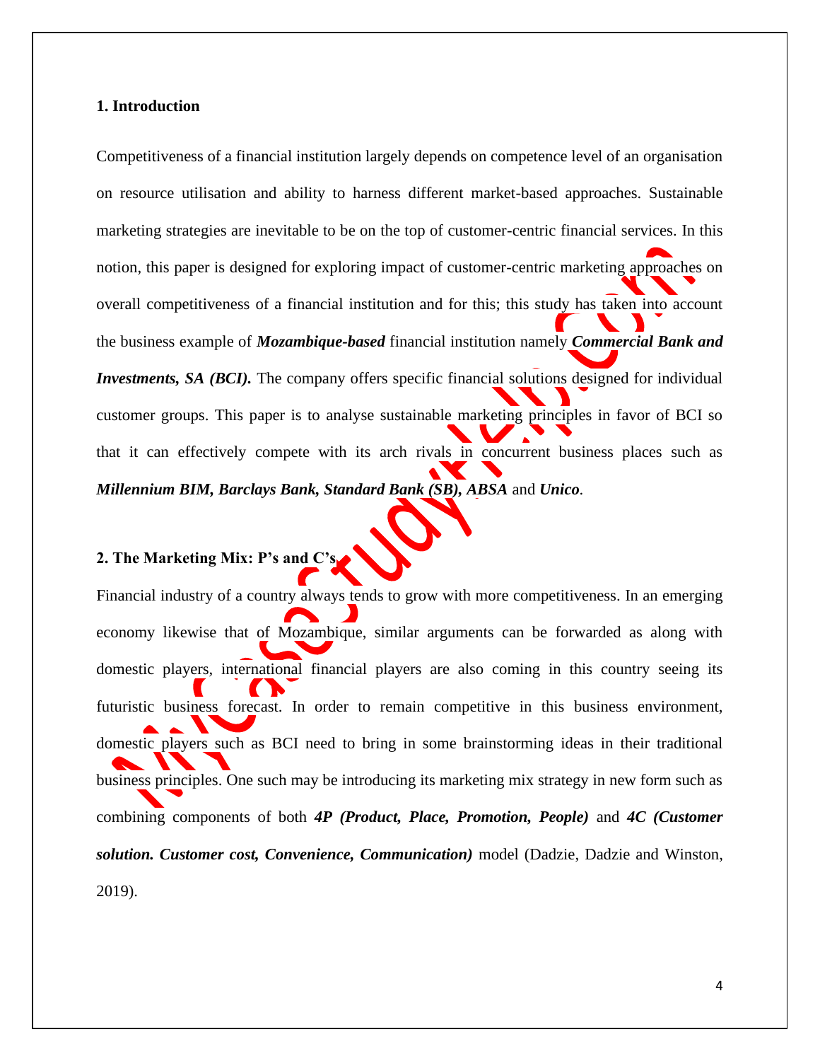## 1. Introduction

Competitiveness of a financial institution largely depends on competence level of an organisation on resource utilisation and ability to harness different market-based approaches. Sustainable marketing strategies are inevitable to be on the top of customer-centric financial services. In this notion, this paper is designed for exploring impact of customer-centric marketing approaches on overall competitiveness of a financial institution and for this; this study has taken into account the business example of ***Mozambique-based*** financial institution namely ***Commercial Bank and Investments, SA (BCI).*** The company offers specific financial solutions designed for individual customer groups. This paper is to analyse sustainable marketing principles in favor of BCI so that it can effectively compete with its arch rivals in concurrent business places such as ***Millennium BIM, Barclays Bank, Standard Bank (SB), ABSA*** and ***Unico***.

## 2. The Marketing Mix: P's and C's

Financial industry of a country always tends to grow with more competitiveness. In an emerging economy likewise that of Mozambique, similar arguments can be forwarded as along with domestic players, international financial players are also coming in this country seeing its futuristic business forecast. In order to remain competitive in this business environment, domestic players such as BCI need to bring in some brainstorming ideas in their traditional business principles. One such may be introducing its marketing mix strategy in new form such as combining components of both ***4P (Product, Place, Promotion, People)*** and ***4C (Customer solution. Customer cost, Convenience, Communication)*** model (Dadzie, Dadzie and Winston, 2019).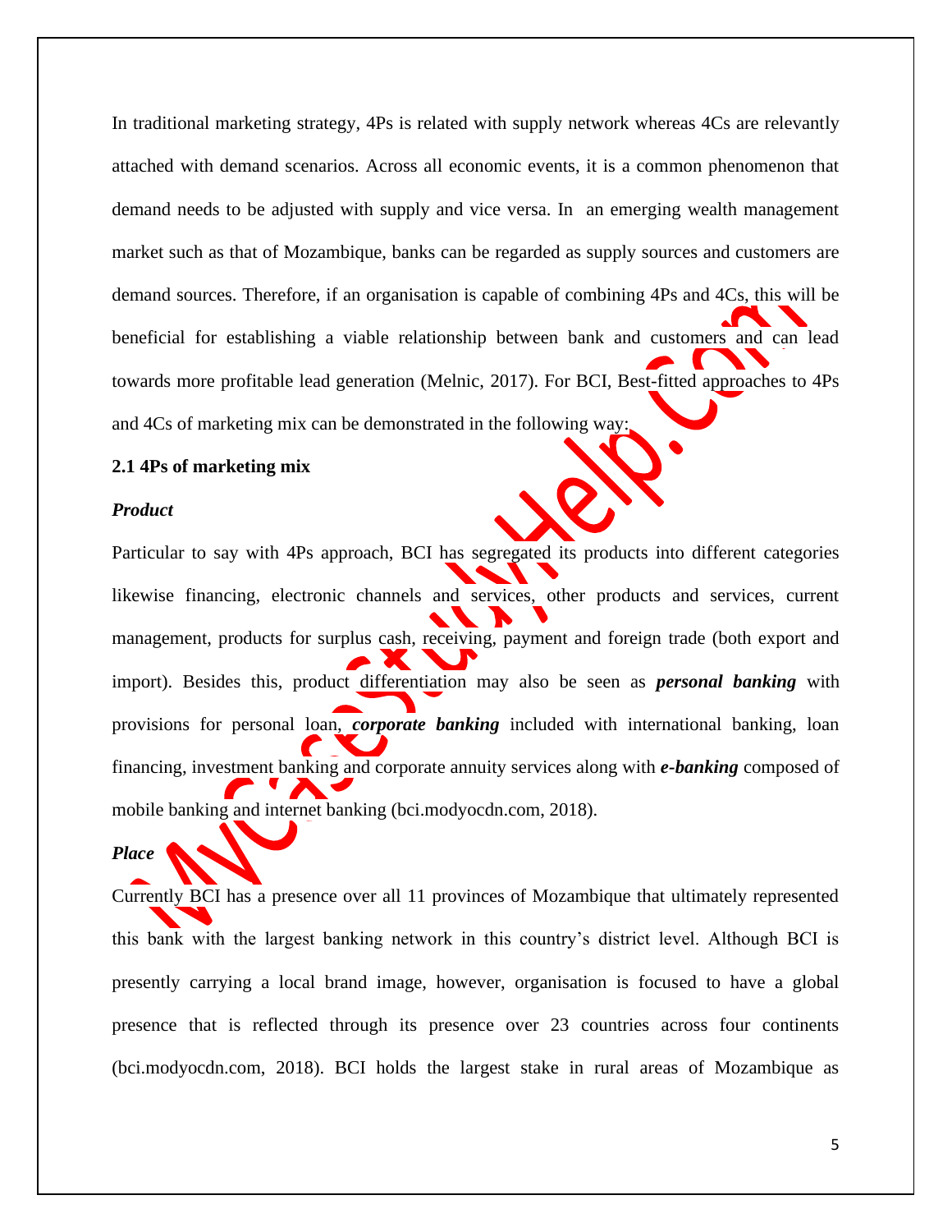In traditional marketing strategy, 4Ps is related with supply network whereas 4Cs are relevantly attached with demand scenarios. Across all economic events, it is a common phenomenon that demand needs to be adjusted with supply and vice versa. In an emerging wealth management market such as that of Mozambique, banks can be regarded as supply sources and customers are demand sources. Therefore, if an organisation is capable of combining 4Ps and 4Cs, this will be beneficial for establishing a viable relationship between bank and customers and can lead towards more profitable lead generation (Melnic, 2017). For BCI, Best-fitted approaches to 4Ps and 4Cs of marketing mix can be demonstrated in the following way:

### 2.1 4Ps of marketing mix

***Product***

Particular to say with 4Ps approach, BCI has segregated its products into different categories likewise financing, electronic channels and services, other products and services, current management, products for surplus cash, receiving, payment and foreign trade (both export and import). Besides this, product differentiation may also be seen as ***personal banking*** with provisions for personal loan, ***corporate banking*** included with international banking, loan financing, investment banking and corporate annuity services along with ***e-banking*** composed of mobile banking and internet banking (bci.modyocdn.com, 2018).

***Place***

Currently BCI has a presence over all 11 provinces of Mozambique that ultimately represented this bank with the largest banking network in this country's district level. Although BCI is presently carrying a local brand image, however, organisation is focused to have a global presence that is reflected through its presence over 23 countries across four continents (bci.modyocdn.com, 2018). BCI holds the largest stake in rural areas of Mozambique as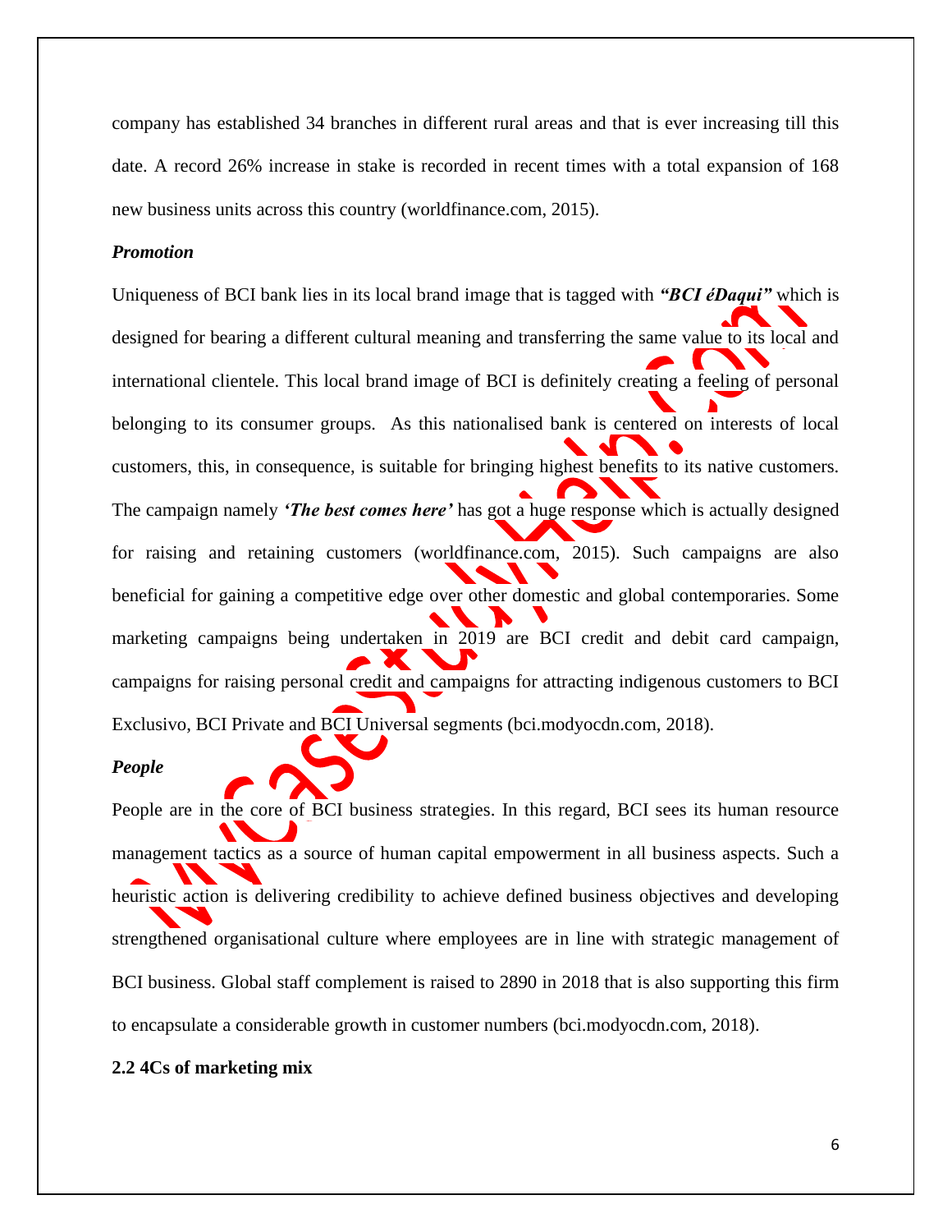company has established 34 branches in different rural areas and that is ever increasing till this date. A record 26% increase in stake is recorded in recent times with a total expansion of 168 new business units across this country (worldfinance.com, 2015).

***Promotion***

Uniqueness of BCI bank lies in its local brand image that is tagged with ***"BCI éDaqui"*** which is designed for bearing a different cultural meaning and transferring the same value to its local and international clientele. This local brand image of BCI is definitely creating a feeling of personal belonging to its consumer groups.  As this nationalised bank is centered on interests of local customers, this, in consequence, is suitable for bringing highest benefits to its native customers. The campaign namely ***'The best comes here'*** has got a huge response which is actually designed for raising and retaining customers (worldfinance.com, 2015). Such campaigns are also beneficial for gaining a competitive edge over other domestic and global contemporaries. Some marketing campaigns being undertaken in 2019 are BCI credit and debit card campaign, campaigns for raising personal credit and campaigns for attracting indigenous customers to BCI Exclusivo, BCI Private and BCI Universal segments (bci.modyocdn.com, 2018).

***People***

People are in the core of BCI business strategies. In this regard, BCI sees its human resource management tactics as a source of human capital empowerment in all business aspects. Such a heuristic action is delivering credibility to achieve defined business objectives and developing strengthened organisational culture where employees are in line with strategic management of BCI business. Global staff complement is raised to 2890 in 2018 that is also supporting this firm to encapsulate a considerable growth in customer numbers (bci.modyocdn.com, 2018).

**2.2 4Cs of marketing mix**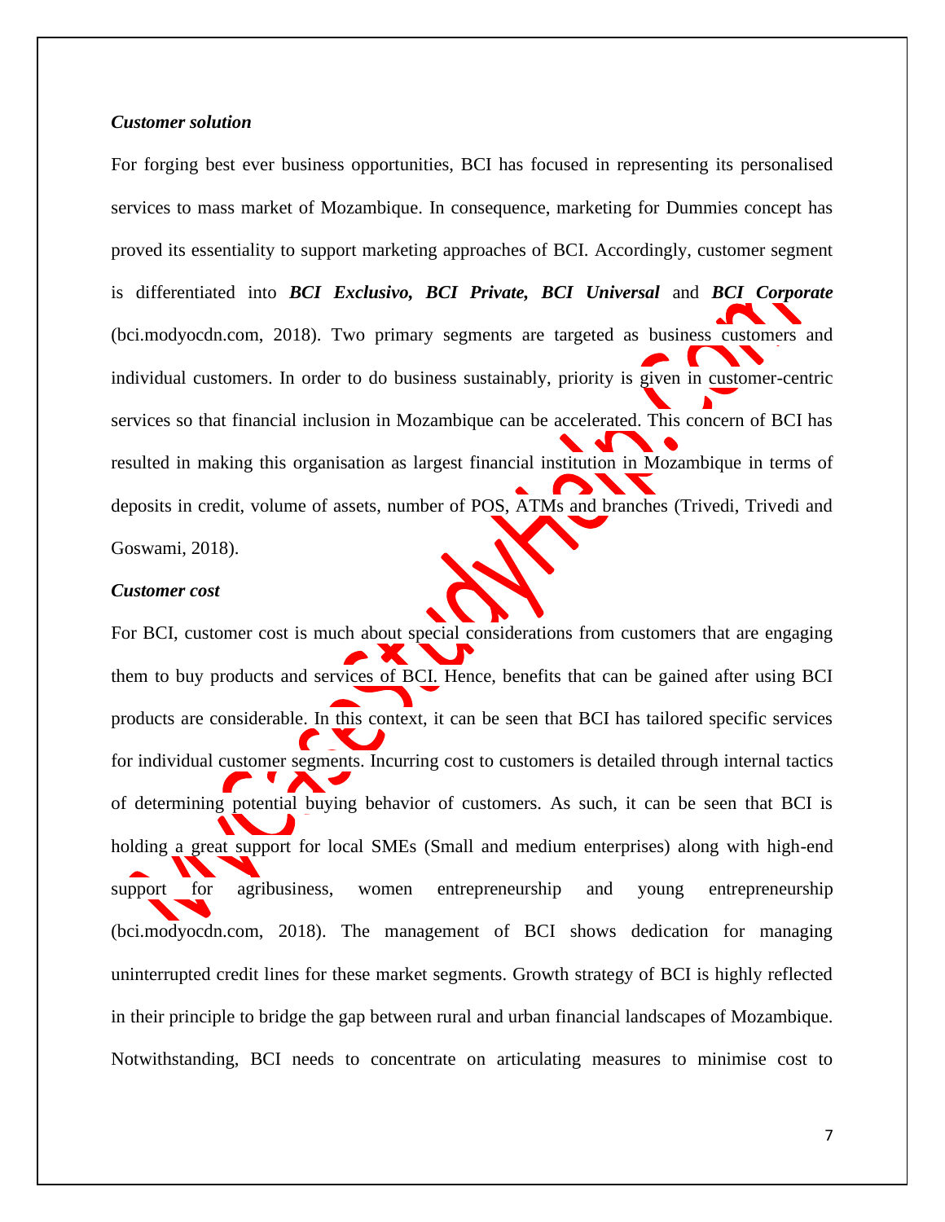***Customer solution***

For forging best ever business opportunities, BCI has focused in representing its personalised services to mass market of Mozambique. In consequence, marketing for Dummies concept has proved its essentiality to support marketing approaches of BCI. Accordingly, customer segment is differentiated into ***BCI Exclusivo, BCI Private, BCI Universal*** and ***BCI Corporate*** (bci.modyocdn.com, 2018). Two primary segments are targeted as business customers and individual customers. In order to do business sustainably, priority is given in customer-centric services so that financial inclusion in Mozambique can be accelerated. This concern of BCI has resulted in making this organisation as largest financial institution in Mozambique in terms of deposits in credit, volume of assets, number of POS, ATMs and branches (Trivedi, Trivedi and Goswami, 2018).

***Customer cost***

For BCI, customer cost is much about special considerations from customers that are engaging them to buy products and services of BCI. Hence, benefits that can be gained after using BCI products are considerable. In this context, it can be seen that BCI has tailored specific services for individual customer segments. Incurring cost to customers is detailed through internal tactics of determining potential buying behavior of customers. As such, it can be seen that BCI is holding a great support for local SMEs (Small and medium enterprises) along with high-end support for agribusiness, women entrepreneurship and young entrepreneurship (bci.modyocdn.com, 2018). The management of BCI shows dedication for managing uninterrupted credit lines for these market segments. Growth strategy of BCI is highly reflected in their principle to bridge the gap between rural and urban financial landscapes of Mozambique. Notwithstanding, BCI needs to concentrate on articulating measures to minimise cost to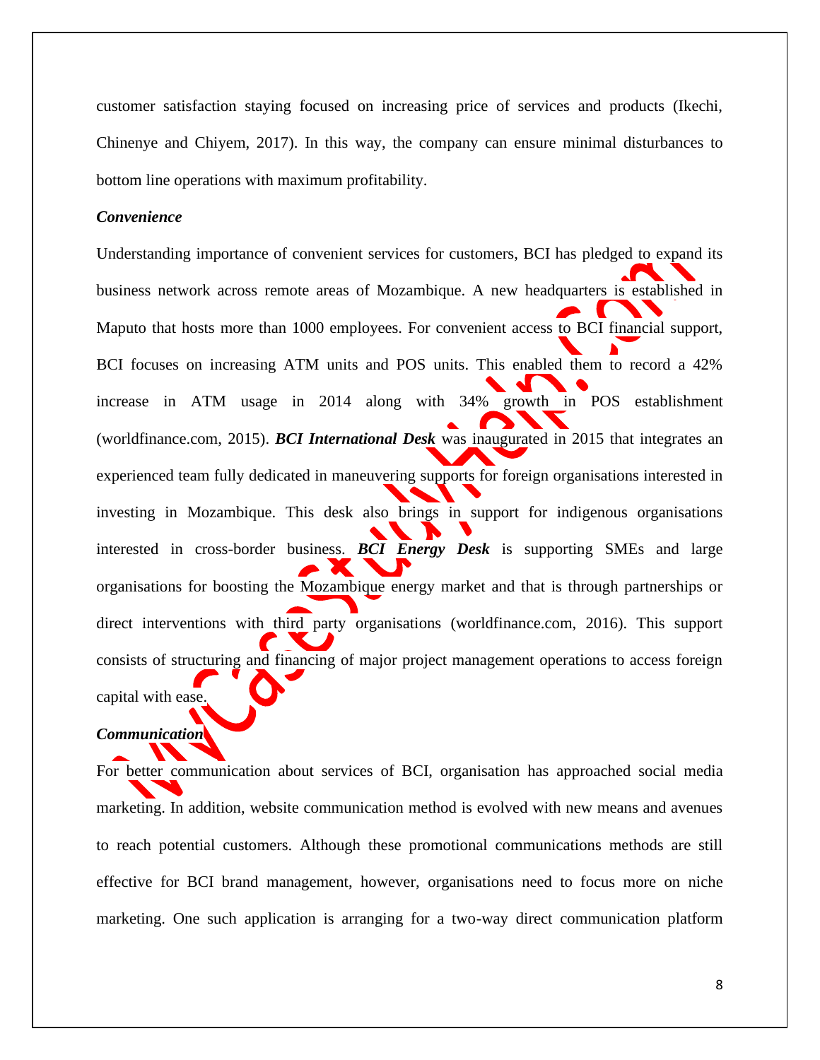customer satisfaction staying focused on increasing price of services and products (Ikechi, Chinenye and Chiyem, 2017). In this way, the company can ensure minimal disturbances to bottom line operations with maximum profitability.

***Convenience***

Understanding importance of convenient services for customers, BCI has pledged to expand its business network across remote areas of Mozambique. A new headquarters is established in Maputo that hosts more than 1000 employees. For convenient access to BCI financial support, BCI focuses on increasing ATM units and POS units. This enabled them to record a 42% increase in ATM usage in 2014 along with 34% growth in POS establishment (worldfinance.com, 2015). ***BCI International Desk*** was inaugurated in 2015 that integrates an experienced team fully dedicated in maneuvering supports for foreign organisations interested in investing in Mozambique. This desk also brings in support for indigenous organisations interested in cross-border business. ***BCI Energy Desk*** is supporting SMEs and large organisations for boosting the Mozambique energy market and that is through partnerships or direct interventions with third party organisations (worldfinance.com, 2016). This support consists of structuring and financing of major project management operations to access foreign capital with ease.

***Communication***

For better communication about services of BCI, organisation has approached social media marketing. In addition, website communication method is evolved with new means and avenues to reach potential customers. Although these promotional communications methods are still effective for BCI brand management, however, organisations need to focus more on niche marketing. One such application is arranging for a two-way direct communication platform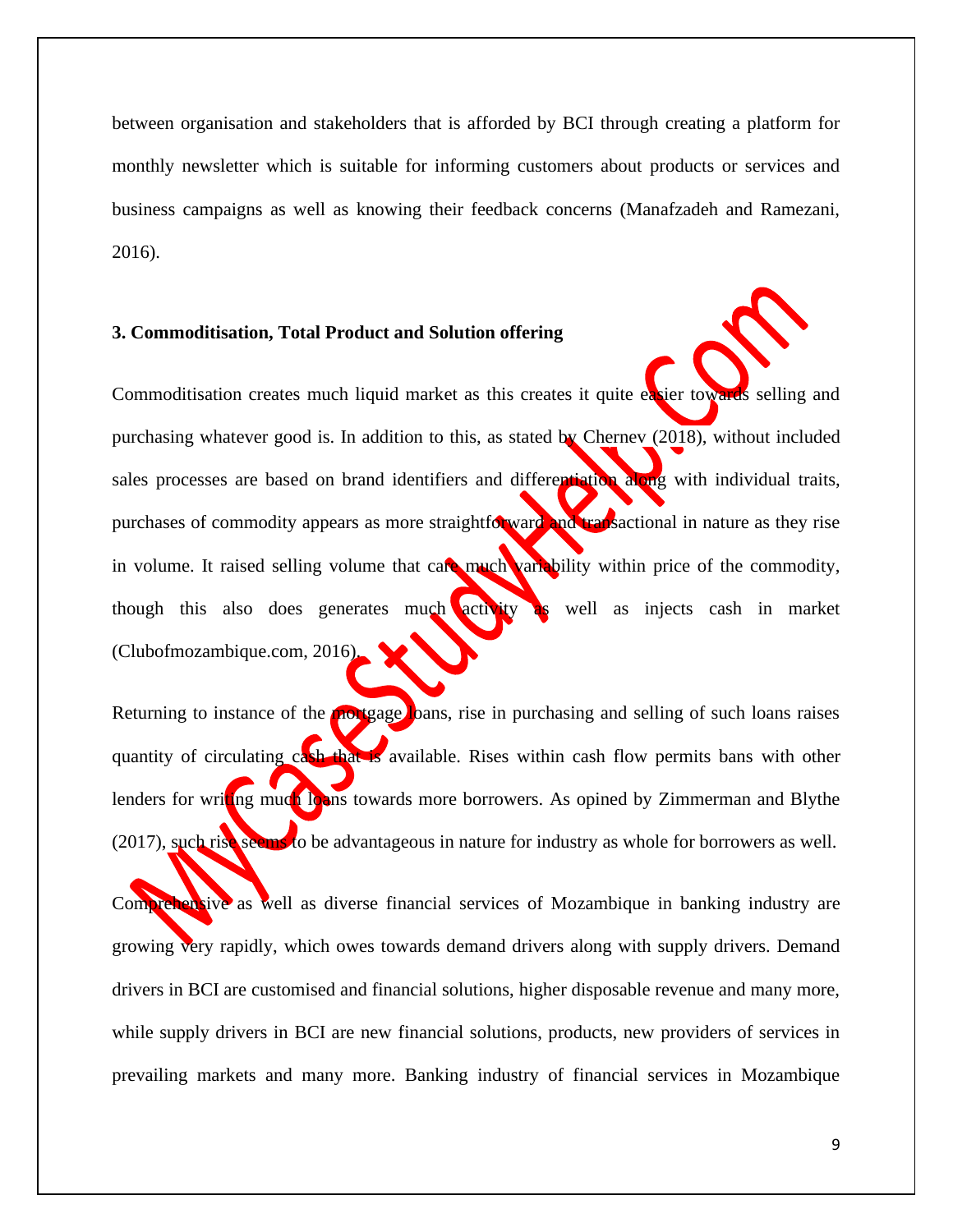between organisation and stakeholders that is afforded by BCI through creating a platform for monthly newsletter which is suitable for informing customers about products or services and business campaigns as well as knowing their feedback concerns (Manafzadeh and Ramezani, 2016).

**3. Commoditisation, Total Product and Solution offering**

Commoditisation creates much liquid market as this creates it quite easier towards selling and purchasing whatever good is. In addition to this, as stated by Chernev (2018), without included sales processes are based on brand identifiers and differentiation along with individual traits, purchases of commodity appears as more straightforward and transactional in nature as they rise in volume. It raised selling volume that care much variability within price of the commodity, though this also does generates much activity as well as injects cash in market (Clubofmozambique.com, 2016).

Returning to instance of the mortgage loans, rise in purchasing and selling of such loans raises quantity of circulating cash that is available. Rises within cash flow permits bans with other lenders for writing much loans towards more borrowers. As opined by Zimmerman and Blythe (2017), such rise seems to be advantageous in nature for industry as whole for borrowers as well.

Comprehensive as well as diverse financial services of Mozambique in banking industry are growing very rapidly, which owes towards demand drivers along with supply drivers. Demand drivers in BCI are customised and financial solutions, higher disposable revenue and many more, while supply drivers in BCI are new financial solutions, products, new providers of services in prevailing markets and many more. Banking industry of financial services in Mozambique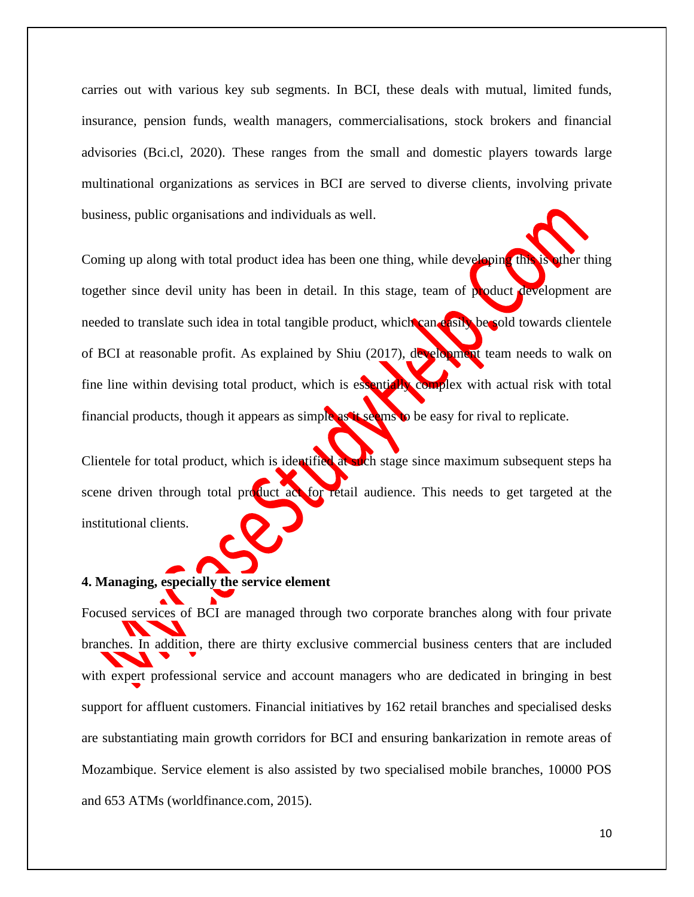carries out with various key sub segments. In BCI, these deals with mutual, limited funds, insurance, pension funds, wealth managers, commercialisations, stock brokers and financial advisories (Bci.cl, 2020). These ranges from the small and domestic players towards large multinational organizations as services in BCI are served to diverse clients, involving private business, public organisations and individuals as well.

Coming up along with total product idea has been one thing, while developing this is other thing together since devil unity has been in detail. In this stage, team of product development are needed to translate such idea in total tangible product, which can easily be sold towards clientele of BCI at reasonable profit. As explained by Shiu (2017), development team needs to walk on fine line within devising total product, which is essentially complex with actual risk with total financial products, though it appears as simple as it seems to be easy for rival to replicate.

Clientele for total product, which is identified at such stage since maximum subsequent steps ha scene driven through total product act for retail audience. This needs to get targeted at the institutional clients.

**4. Managing, especially the service element**

Focused services of BCI are managed through two corporate branches along with four private branches. In addition, there are thirty exclusive commercial business centers that are included with expert professional service and account managers who are dedicated in bringing in best support for affluent customers. Financial initiatives by 162 retail branches and specialised desks are substantiating main growth corridors for BCI and ensuring bankarization in remote areas of Mozambique. Service element is also assisted by two specialised mobile branches, 10000 POS and 653 ATMs (worldfinance.com, 2015).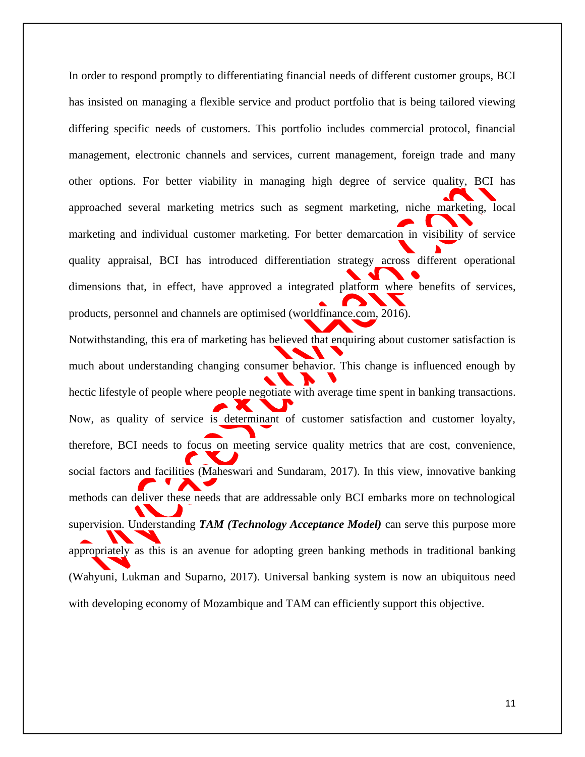In order to respond promptly to differentiating financial needs of different customer groups, BCI has insisted on managing a flexible service and product portfolio that is being tailored viewing differing specific needs of customers. This portfolio includes commercial protocol, financial management, electronic channels and services, current management, foreign trade and many other options. For better viability in managing high degree of service quality, BCI has approached several marketing metrics such as segment marketing, niche marketing, local marketing and individual customer marketing. For better demarcation in visibility of service quality appraisal, BCI has introduced differentiation strategy across different operational dimensions that, in effect, have approved a integrated platform where benefits of services, products, personnel and channels are optimised (worldfinance.com, 2016).

Notwithstanding, this era of marketing has believed that enquiring about customer satisfaction is much about understanding changing consumer behavior. This change is influenced enough by hectic lifestyle of people where people negotiate with average time spent in banking transactions. Now, as quality of service is determinant of customer satisfaction and customer loyalty, therefore, BCI needs to focus on meeting service quality metrics that are cost, convenience, social factors and facilities (Maheswari and Sundaram, 2017). In this view, innovative banking methods can deliver these needs that are addressable only BCI embarks more on technological supervision. Understanding ***TAM (Technology Acceptance Model)*** can serve this purpose more appropriately as this is an avenue for adopting green banking methods in traditional banking (Wahyuni, Lukman and Suparno, 2017). Universal banking system is now an ubiquitous need with developing economy of Mozambique and TAM can efficiently support this objective.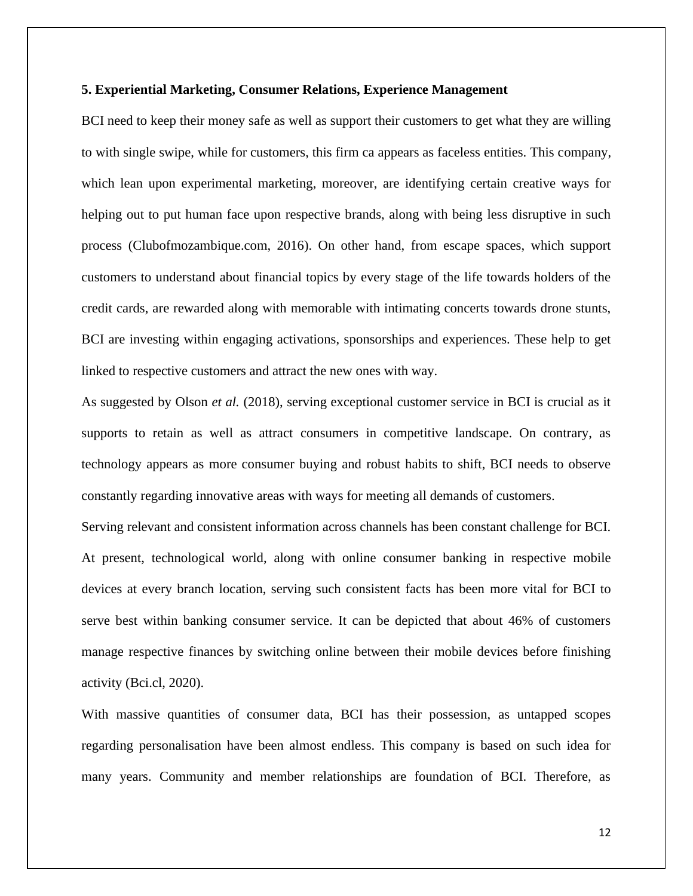**5. Experiential Marketing, Consumer Relations, Experience Management**

BCI need to keep their money safe as well as support their customers to get what they are willing to with single swipe, while for customers, this firm ca appears as faceless entities. This company, which lean upon experimental marketing, moreover, are identifying certain creative ways for helping out to put human face upon respective brands, along with being less disruptive in such process (Clubofmozambique.com, 2016). On other hand, from escape spaces, which support customers to understand about financial topics by every stage of the life towards holders of the credit cards, are rewarded along with memorable with intimating concerts towards drone stunts, BCI are investing within engaging activations, sponsorships and experiences. These help to get linked to respective customers and attract the new ones with way.

As suggested by Olson *et al.* (2018), serving exceptional customer service in BCI is crucial as it supports to retain as well as attract consumers in competitive landscape. On contrary, as technology appears as more consumer buying and robust habits to shift, BCI needs to observe constantly regarding innovative areas with ways for meeting all demands of customers.

Serving relevant and consistent information across channels has been constant challenge for BCI. At present, technological world, along with online consumer banking in respective mobile devices at every branch location, serving such consistent facts has been more vital for BCI to serve best within banking consumer service. It can be depicted that about 46% of customers manage respective finances by switching online between their mobile devices before finishing activity (Bci.cl, 2020).

With massive quantities of consumer data, BCI has their possession, as untapped scopes regarding personalisation have been almost endless. This company is based on such idea for many years. Community and member relationships are foundation of BCI. Therefore, as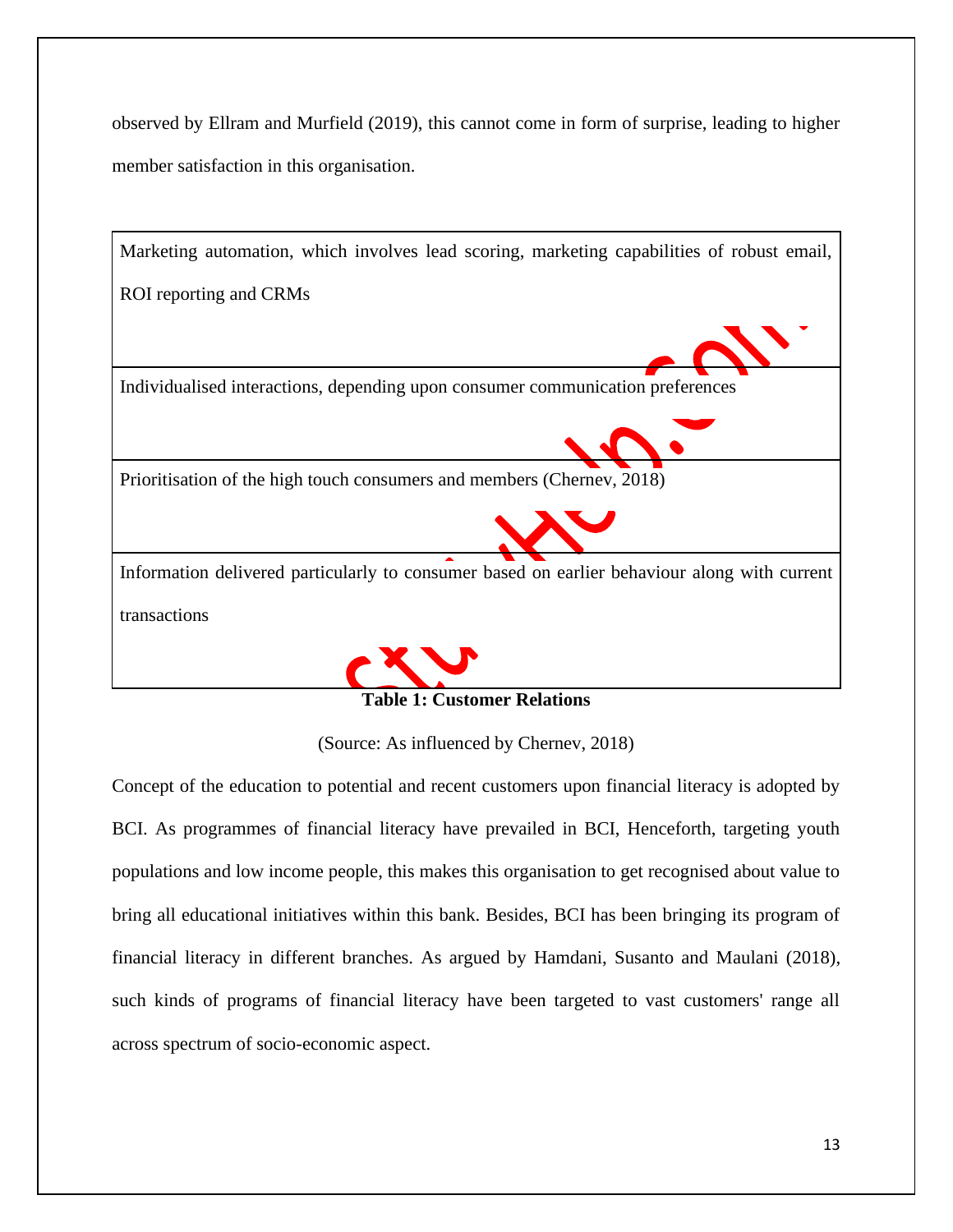observed by Ellram and Murfield (2019), this cannot come in form of surprise, leading to higher member satisfaction in this organisation.

| Marketing automation, which involves lead scoring, marketing capabilities of robust email, ROI reporting and CRMs |
|---|
| Individualised interactions, depending upon consumer communication preferences |
| Prioritisation of the high touch consumers and members (Chernev, 2018) |
| Information delivered particularly to consumer based on earlier behaviour along with current transactions |

**Table 1: Customer Relations**

(Source: As influenced by Chernev, 2018)

Concept of the education to potential and recent customers upon financial literacy is adopted by BCI. As programmes of financial literacy have prevailed in BCI, Henceforth, targeting youth populations and low income people, this makes this organisation to get recognised about value to bring all educational initiatives within this bank. Besides, BCI has been bringing its program of financial literacy in different branches. As argued by Hamdani, Susanto and Maulani (2018), such kinds of programs of financial literacy have been targeted to vast customers' range all across spectrum of socio-economic aspect.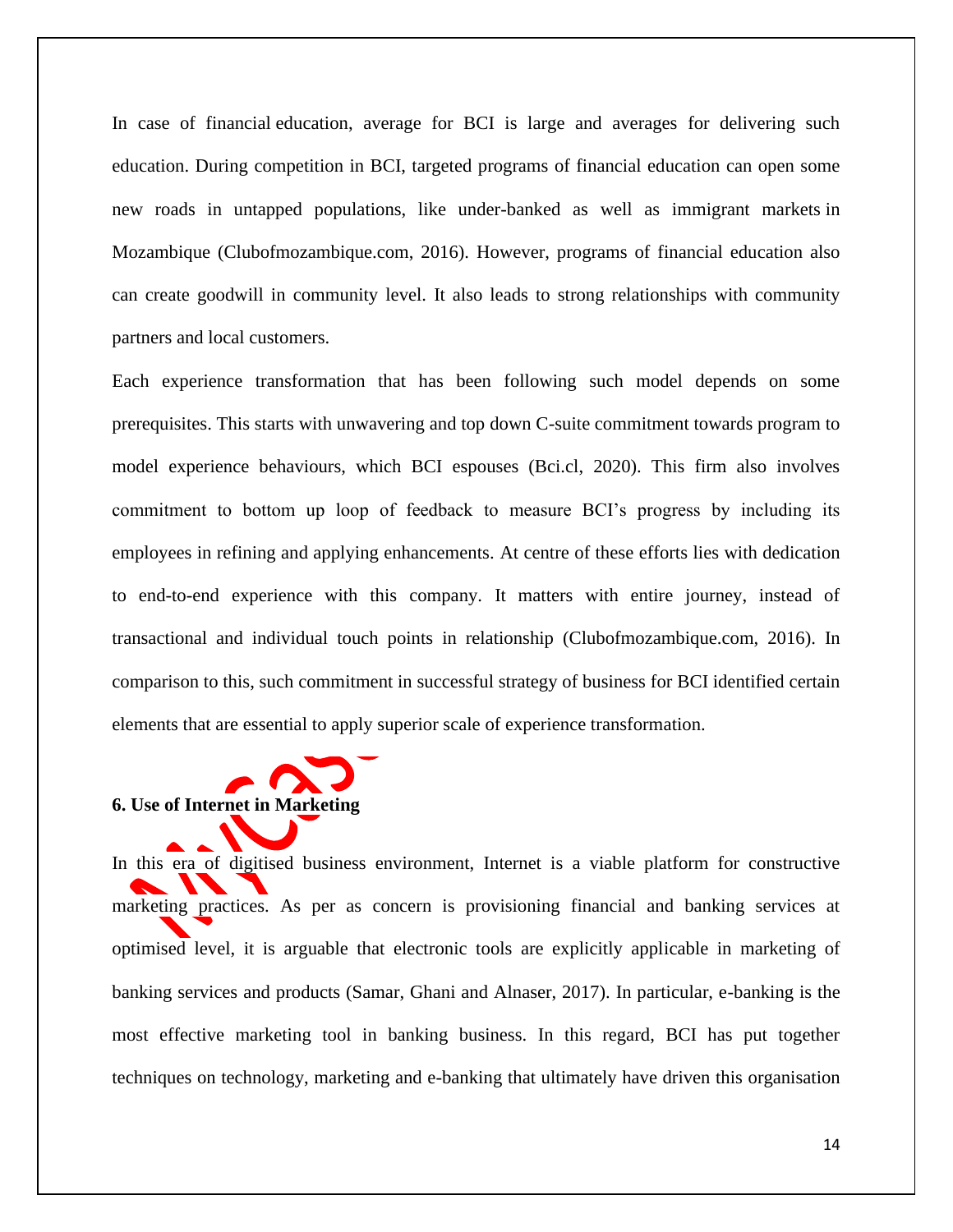In case of financial education, average for BCI is large and averages for delivering such education. During competition in BCI, targeted programs of financial education can open some new roads in untapped populations, like under-banked as well as immigrant markets in Mozambique (Clubofmozambique.com, 2016). However, programs of financial education also can create goodwill in community level. It also leads to strong relationships with community partners and local customers.

Each experience transformation that has been following such model depends on some prerequisites. This starts with unwavering and top down C-suite commitment towards program to model experience behaviours, which BCI espouses (Bci.cl, 2020). This firm also involves commitment to bottom up loop of feedback to measure BCI's progress by including its employees in refining and applying enhancements. At centre of these efforts lies with dedication to end-to-end experience with this company. It matters with entire journey, instead of transactional and individual touch points in relationship (Clubofmozambique.com, 2016). In comparison to this, such commitment in successful strategy of business for BCI identified certain elements that are essential to apply superior scale of experience transformation.

**6. Use of Internet in Marketing**

In this era of digitised business environment, Internet is a viable platform for constructive marketing practices. As per as concern is provisioning financial and banking services at optimised level, it is arguable that electronic tools are explicitly applicable in marketing of banking services and products (Samar, Ghani and Alnaser, 2017). In particular, e-banking is the most effective marketing tool in banking business. In this regard, BCI has put together techniques on technology, marketing and e-banking that ultimately have driven this organisation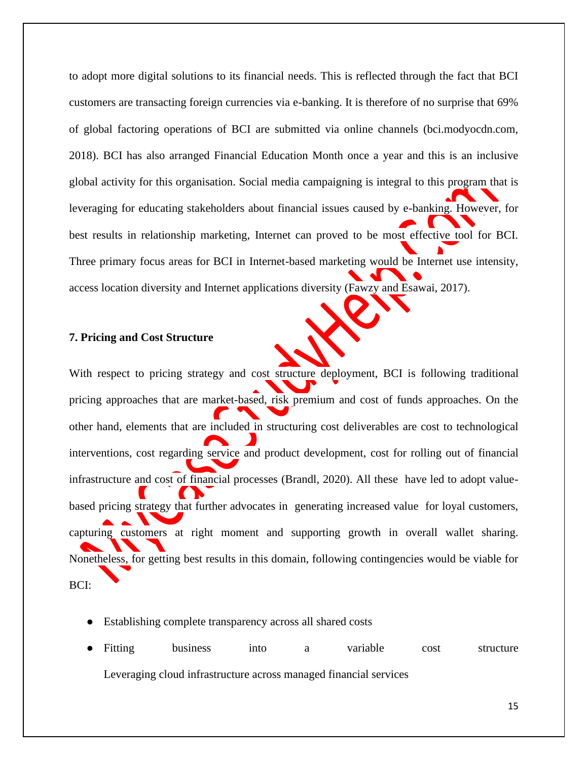to adopt more digital solutions to its financial needs. This is reflected through the fact that BCI customers are transacting foreign currencies via e-banking. It is therefore of no surprise that 69% of global factoring operations of BCI are submitted via online channels (bci.modyocdn.com, 2018). BCI has also arranged Financial Education Month once a year and this is an inclusive global activity for this organisation. Social media campaigning is integral to this program that is leveraging for educating stakeholders about financial issues caused by e-banking. However, for best results in relationship marketing, Internet can proved to be most effective tool for BCI. Three primary focus areas for BCI in Internet-based marketing would be Internet use intensity, access location diversity and Internet applications diversity (Fawzy and Esawai, 2017).

**7. Pricing and Cost Structure**

With respect to pricing strategy and cost structure deployment, BCI is following traditional pricing approaches that are market-based, risk premium and cost of funds approaches. On the other hand, elements that are included in structuring cost deliverables are cost to technological interventions, cost regarding service and product development, cost for rolling out of financial infrastructure and cost of financial processes (Brandl, 2020). All these have led to adopt value-based pricing strategy that further advocates in generating increased value for loyal customers, capturing customers at right moment and supporting growth in overall wallet sharing. Nonetheless, for getting best results in this domain, following contingencies would be viable for BCI:

- Establishing complete transparency across all shared costs
- Fitting business into a variable cost structure
  Leveraging cloud infrastructure across managed financial services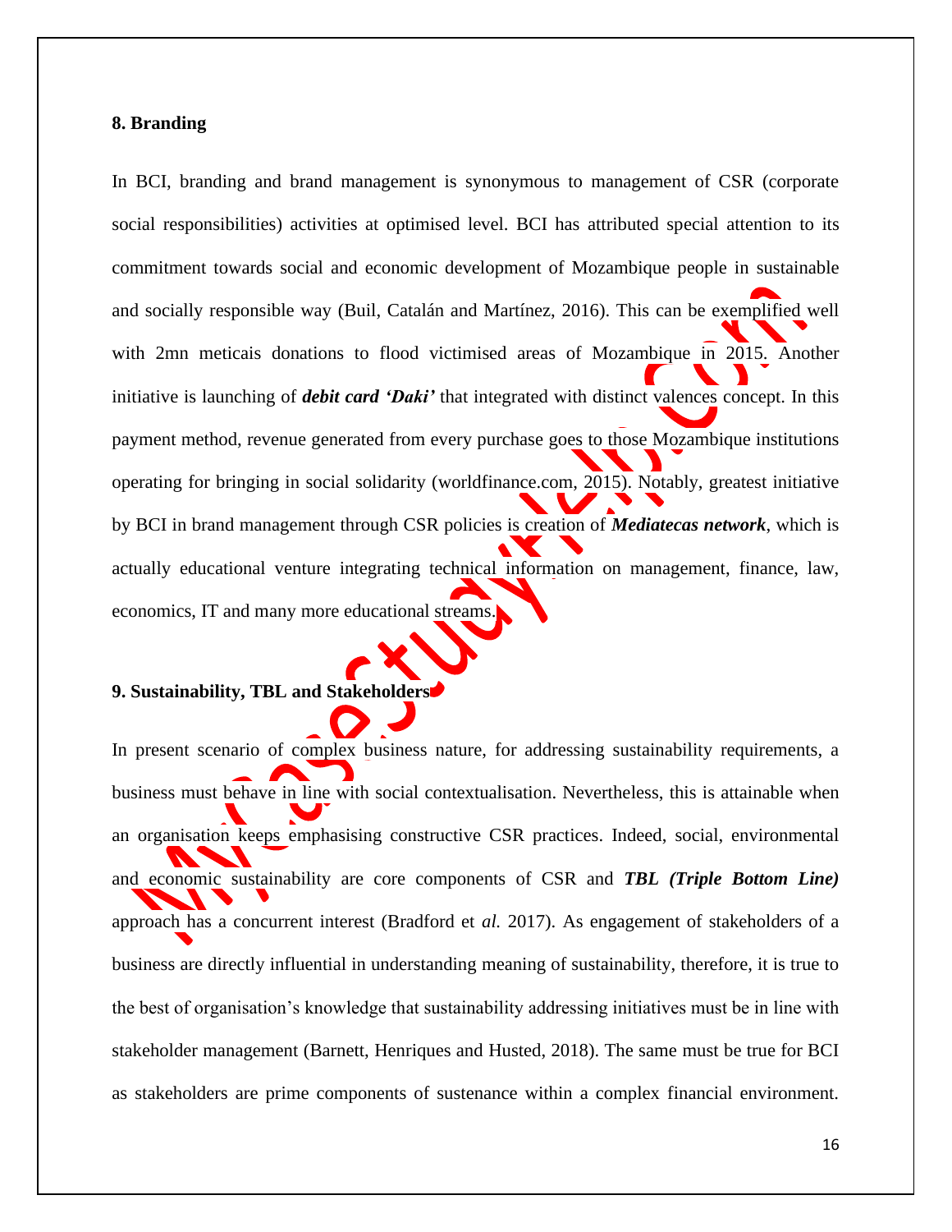## 8. Branding

In BCI, branding and brand management is synonymous to management of CSR (corporate social responsibilities) activities at optimised level. BCI has attributed special attention to its commitment towards social and economic development of Mozambique people in sustainable and socially responsible way (Buil, Catalán and Martínez, 2016). This can be exemplified well with 2mn meticais donations to flood victimised areas of Mozambique in 2015. Another initiative is launching of ***debit card 'Daki'*** that integrated with distinct valences concept. In this payment method, revenue generated from every purchase goes to those Mozambique institutions operating for bringing in social solidarity (worldfinance.com, 2015). Notably, greatest initiative by BCI in brand management through CSR policies is creation of ***Mediatecas network***, which is actually educational venture integrating technical information on management, finance, law, economics, IT and many more educational streams.

## 9. Sustainability, TBL and Stakeholders

In present scenario of complex business nature, for addressing sustainability requirements, a business must behave in line with social contextualisation. Nevertheless, this is attainable when an organisation keeps emphasising constructive CSR practices. Indeed, social, environmental and economic sustainability are core components of CSR and ***TBL (Triple Bottom Line)*** approach has a concurrent interest (Bradford et *al.* 2017). As engagement of stakeholders of a business are directly influential in understanding meaning of sustainability, therefore, it is true to the best of organisation's knowledge that sustainability addressing initiatives must be in line with stakeholder management (Barnett, Henriques and Husted, 2018). The same must be true for BCI as stakeholders are prime components of sustenance within a complex financial environment.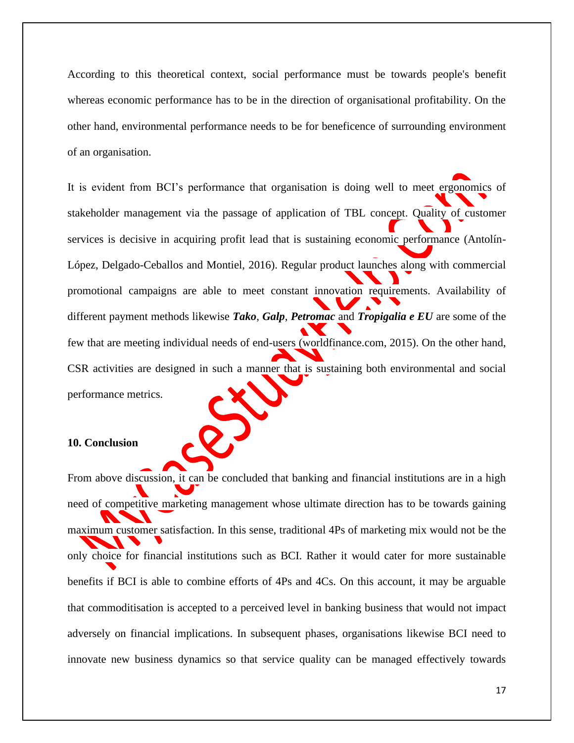According to this theoretical context, social performance must be towards people's benefit whereas economic performance has to be in the direction of organisational profitability. On the other hand, environmental performance needs to be for beneficence of surrounding environment of an organisation.

It is evident from BCI's performance that organisation is doing well to meet ergonomics of stakeholder management via the passage of application of TBL concept. Quality of customer services is decisive in acquiring profit lead that is sustaining economic performance (Antolín-López, Delgado-Ceballos and Montiel, 2016). Regular product launches along with commercial promotional campaigns are able to meet constant innovation requirements. Availability of different payment methods likewise ***Tako***, ***Galp***, ***Petromac*** and ***Tropigalia e EU*** are some of the few that are meeting individual needs of end-users (worldfinance.com, 2015). On the other hand, CSR activities are designed in such a manner that is sustaining both environmental and social performance metrics.

**10. Conclusion**

From above discussion, it can be concluded that banking and financial institutions are in a high need of competitive marketing management whose ultimate direction has to be towards gaining maximum customer satisfaction. In this sense, traditional 4Ps of marketing mix would not be the only choice for financial institutions such as BCI. Rather it would cater for more sustainable benefits if BCI is able to combine efforts of 4Ps and 4Cs. On this account, it may be arguable that commoditisation is accepted to a perceived level in banking business that would not impact adversely on financial implications. In subsequent phases, organisations likewise BCI need to innovate new business dynamics so that service quality can be managed effectively towards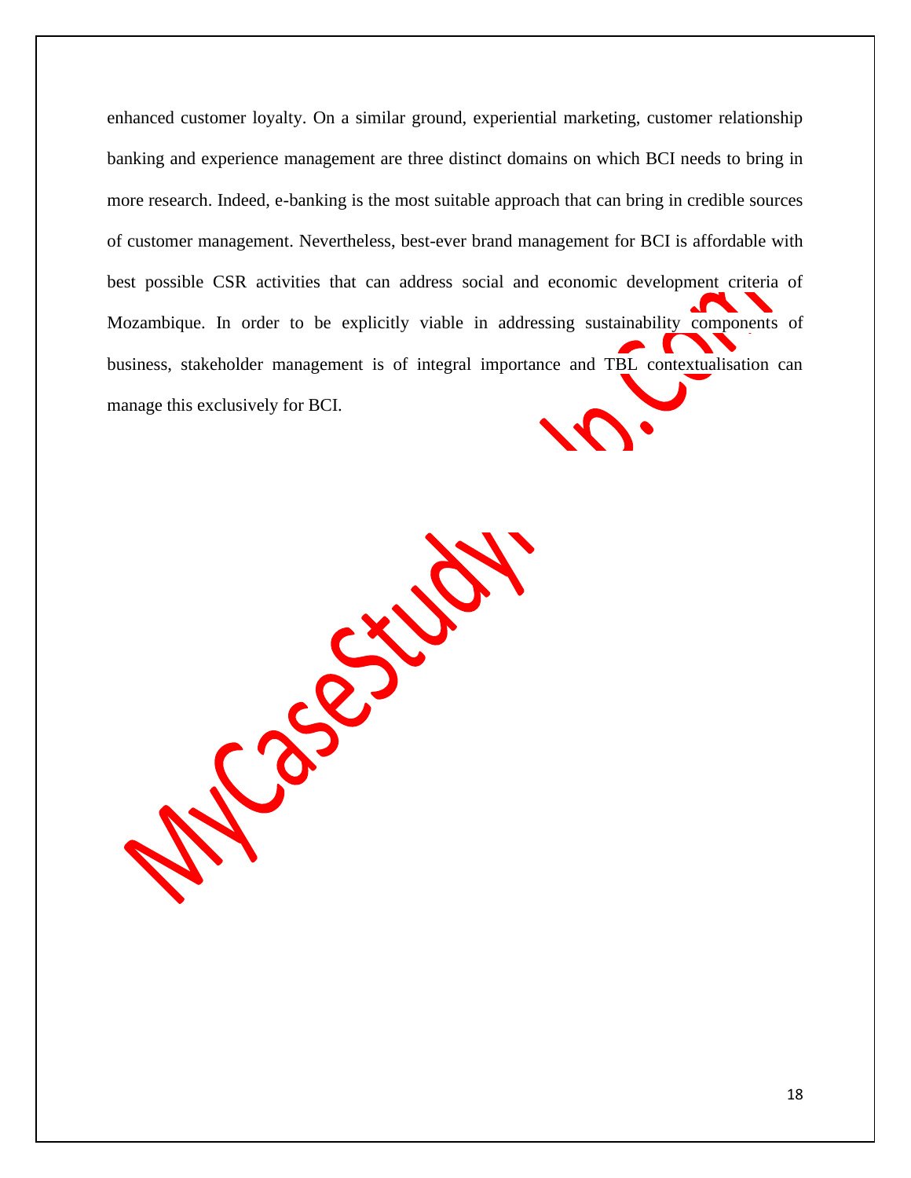enhanced customer loyalty. On a similar ground, experiential marketing, customer relationship banking and experience management are three distinct domains on which BCI needs to bring in more research. Indeed, e-banking is the most suitable approach that can bring in credible sources of customer management. Nevertheless, best-ever brand management for BCI is affordable with best possible CSR activities that can address social and economic development criteria of Mozambique. In order to be explicitly viable in addressing sustainability components of business, stakeholder management is of integral importance and TBL contextualisation can manage this exclusively for BCI.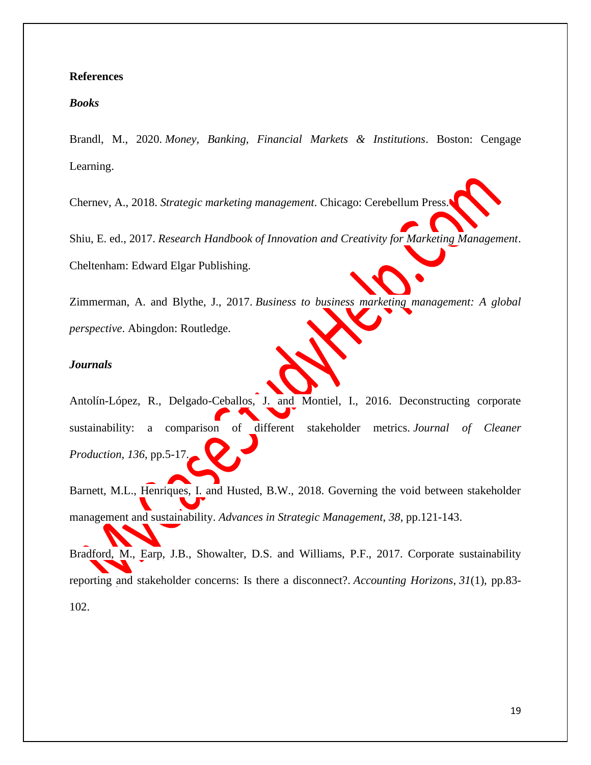**References**

***Books***

Brandl, M., 2020. *Money, Banking, Financial Markets & Institutions*. Boston: Cengage Learning.

Chernev, A., 2018. *Strategic marketing management*. Chicago: Cerebellum Press.

Shiu, E. ed., 2017. *Research Handbook of Innovation and Creativity for Marketing Management*. Cheltenham: Edward Elgar Publishing.

Zimmerman, A. and Blythe, J., 2017. *Business to business marketing management: A global perspective*. Abingdon: Routledge.

***Journals***

Antolín-López, R., Delgado-Ceballos, J. and Montiel, I., 2016. Deconstructing corporate sustainability: a comparison of different stakeholder metrics. *Journal of Cleaner Production*, *136*, pp.5-17.

Barnett, M.L., Henriques, I. and Husted, B.W., 2018. Governing the void between stakeholder management and sustainability. *Advances in Strategic Management*, *38*, pp.121-143.

Bradford, M., Earp, J.B., Showalter, D.S. and Williams, P.F., 2017. Corporate sustainability reporting and stakeholder concerns: Is there a disconnect?. *Accounting Horizons*, *31*(1), pp.83-102.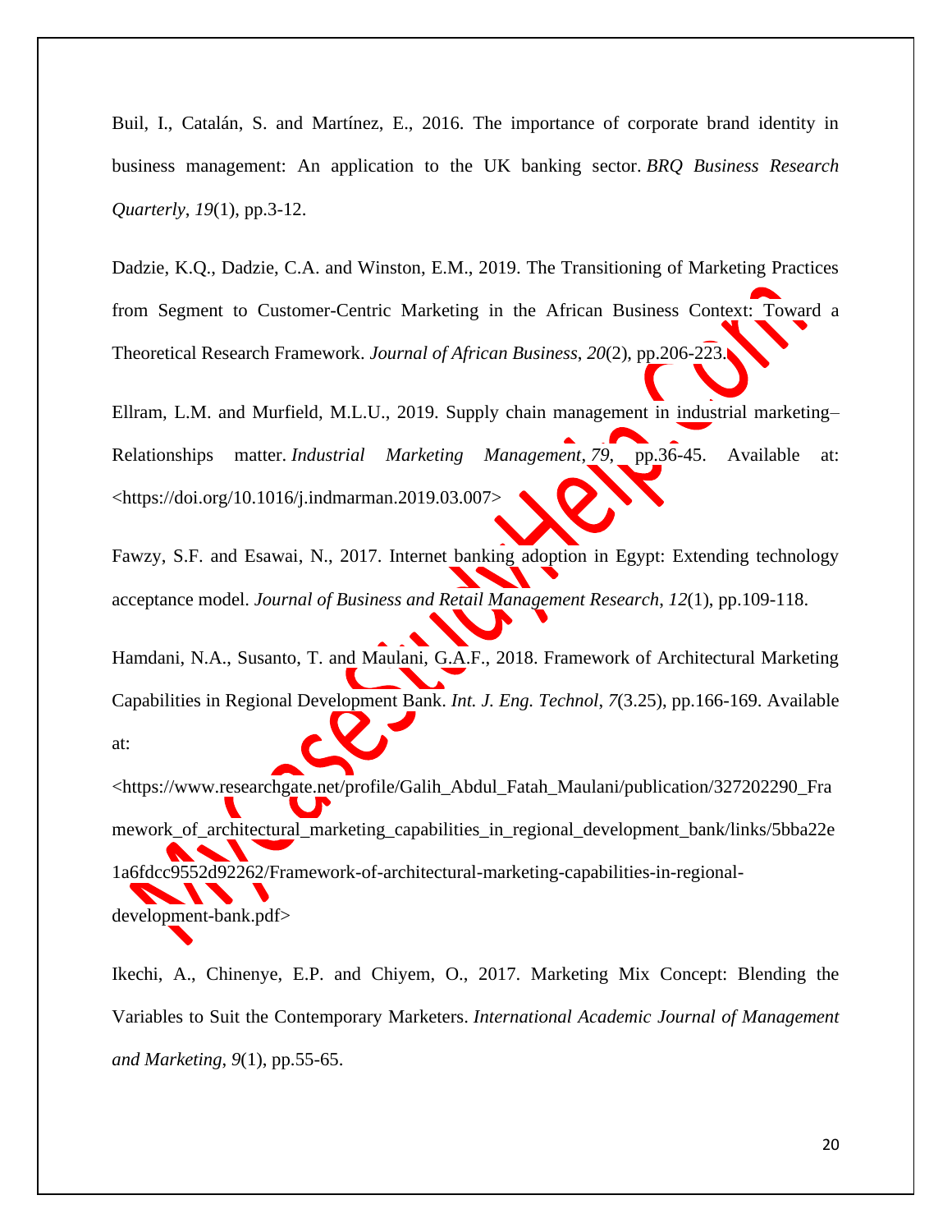Buil, I., Catalán, S. and Martínez, E., 2016. The importance of corporate brand identity in business management: An application to the UK banking sector. *BRQ Business Research Quarterly*, *19*(1), pp.3-12.

Dadzie, K.Q., Dadzie, C.A. and Winston, E.M., 2019. The Transitioning of Marketing Practices from Segment to Customer-Centric Marketing in the African Business Context: Toward a Theoretical Research Framework. *Journal of African Business*, *20*(2), pp.206-223.

Ellram, L.M. and Murfield, M.L.U., 2019. Supply chain management in industrial marketing–Relationships matter. *Industrial Marketing Management*, *79*, pp.36-45. Available at: <https://doi.org/10.1016/j.indmarman.2019.03.007>

Fawzy, S.F. and Esawai, N., 2017. Internet banking adoption in Egypt: Extending technology acceptance model. *Journal of Business and Retail Management Research*, *12*(1), pp.109-118.

Hamdani, N.A., Susanto, T. and Maulani, G.A.F., 2018. Framework of Architectural Marketing Capabilities in Regional Development Bank. *Int. J. Eng. Technol*, *7*(3.25), pp.166-169. Available at: <https://www.researchgate.net/profile/Galih_Abdul_Fatah_Maulani/publication/327202290_Framework_of_architectural_marketing_capabilities_in_regional_development_bank/links/5bba22e1a6fdcc9552d92262/Framework-of-architectural-marketing-capabilities-in-regional-development-bank.pdf>

Ikechi, A., Chinenye, E.P. and Chiyem, O., 2017. Marketing Mix Concept: Blending the Variables to Suit the Contemporary Marketers. *International Academic Journal of Management and Marketing*, *9*(1), pp.55-65.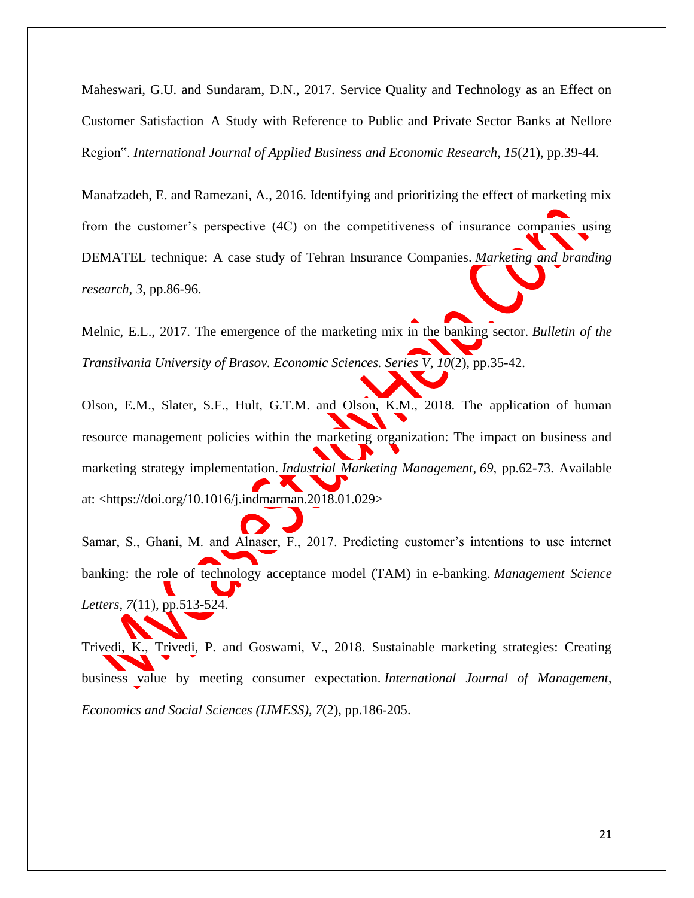Maheswari, G.U. and Sundaram, D.N., 2017. Service Quality and Technology as an Effect on Customer Satisfaction–A Study with Reference to Public and Private Sector Banks at Nellore Region‟. *International Journal of Applied Business and Economic Research*, *15*(21), pp.39-44.

Manafzadeh, E. and Ramezani, A., 2016. Identifying and prioritizing the effect of marketing mix from the customer's perspective (4C) on the competitiveness of insurance companies using DEMATEL technique: A case study of Tehran Insurance Companies. *Marketing and branding research*, *3*, pp.86-96.

Melnic, E.L., 2017. The emergence of the marketing mix in the banking sector. *Bulletin of the Transilvania University of Brasov. Economic Sciences. Series V*, *10*(2), pp.35-42.

Olson, E.M., Slater, S.F., Hult, G.T.M. and Olson, K.M., 2018. The application of human resource management policies within the marketing organization: The impact on business and marketing strategy implementation. *Industrial Marketing Management*, *69*, pp.62-73. Available at: <https://doi.org/10.1016/j.indmarman.2018.01.029>

Samar, S., Ghani, M. and Alnaser, F., 2017. Predicting customer's intentions to use internet banking: the role of technology acceptance model (TAM) in e-banking. *Management Science Letters*, *7*(11), pp.513-524.

Trivedi, K., Trivedi, P. and Goswami, V., 2018. Sustainable marketing strategies: Creating business value by meeting consumer expectation. *International Journal of Management, Economics and Social Sciences (IJMESS)*, *7*(2), pp.186-205.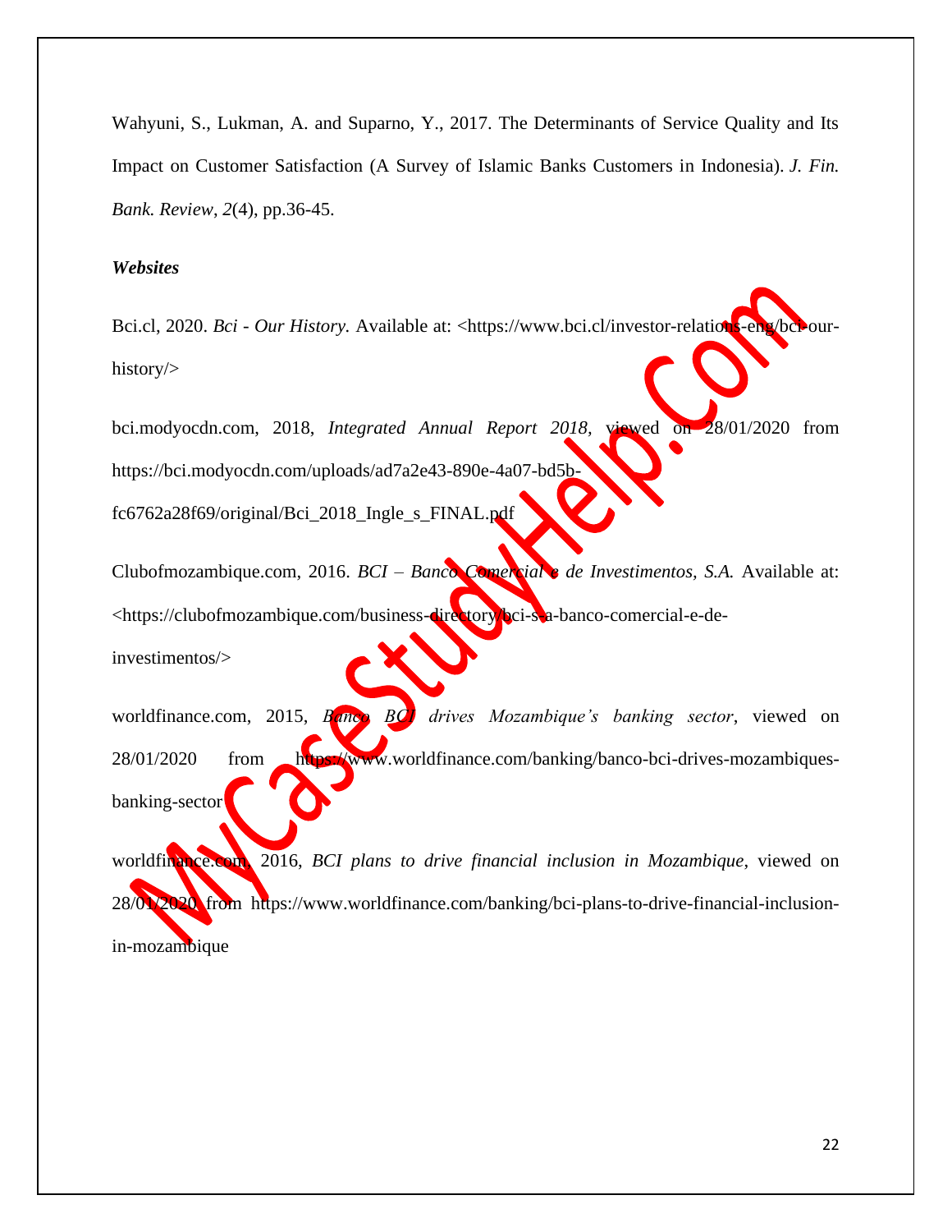Wahyuni, S., Lukman, A. and Suparno, Y., 2017. The Determinants of Service Quality and Its Impact on Customer Satisfaction (A Survey of Islamic Banks Customers in Indonesia). *J. Fin. Bank. Review*, *2*(4), pp.36-45.

***Websites***

Bci.cl, 2020. *Bci - Our History.* Available at: <https://www.bci.cl/investor-relations-eng/bci-our-history/>

bci.modyocdn.com, 2018, *Integrated Annual Report 2018*, viewed on 28/01/2020 from https://bci.modyocdn.com/uploads/ad7a2e43-890e-4a07-bd5b-fc6762a28f69/original/Bci_2018_Ingle_s_FINAL.pdf

Clubofmozambique.com, 2016. *BCI – Banco Comercial e de Investimentos, S.A.* Available at: <https://clubofmozambique.com/business-directory/bci-s-a-banco-comercial-e-de-investimentos/>

worldfinance.com, 2015, *Banco BCI drives Mozambique's banking sector*, viewed on 28/01/2020 from https://www.worldfinance.com/banking/banco-bci-drives-mozambiques-banking-sector

worldfinance.com, 2016, *BCI plans to drive financial inclusion in Mozambique*, viewed on 28/01/2020 from https://www.worldfinance.com/banking/bci-plans-to-drive-financial-inclusion-in-mozambique